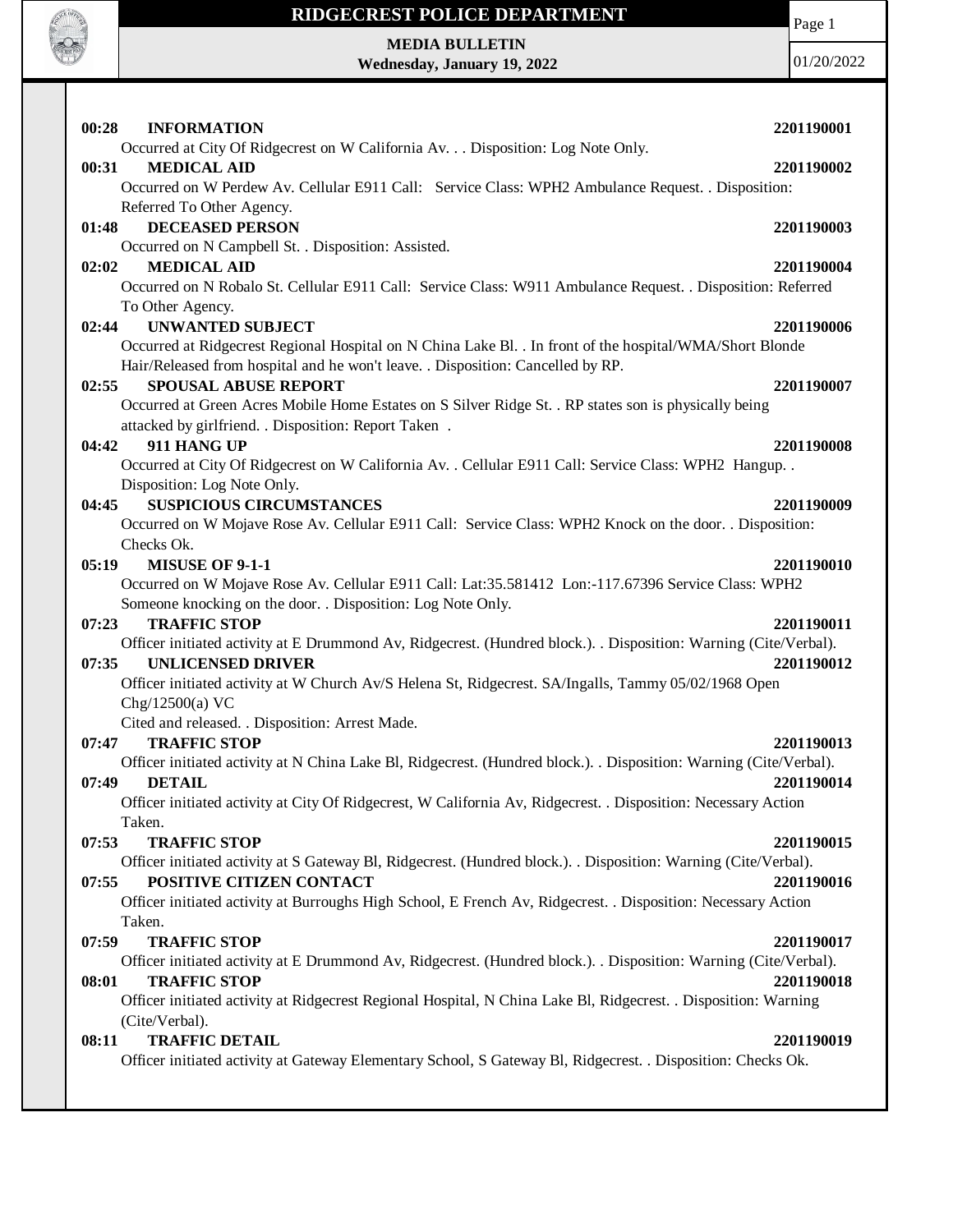# RIDGECREST POLICE DEPARTMENT

**MEDIA BULLETIN**
**Wednesday, January 19, 2022**

01/20/2022

**00:28 INFORMATION** **2201190001**
Occurred at City Of Ridgecrest on W California Av. . . Disposition: Log Note Only.

**00:31 MEDICAL AID** **2201190002**
Occurred on W Perdew Av. Cellular E911 Call: Service Class: WPH2 Ambulance Request. . Disposition: Referred To Other Agency.

**01:48 DECEASED PERSON** **2201190003**
Occurred on N Campbell St. . Disposition: Assisted.

**02:02 MEDICAL AID** **2201190004**
Occurred on N Robalo St. Cellular E911 Call: Service Class: W911 Ambulance Request. . Disposition: Referred To Other Agency.

**02:44 UNWANTED SUBJECT** **2201190006**
Occurred at Ridgecrest Regional Hospital on N China Lake Bl. . In front of the hospital/WMA/Short Blonde Hair/Released from hospital and he won't leave. . Disposition: Cancelled by RP.

**02:55 SPOUSAL ABUSE REPORT** **2201190007**
Occurred at Green Acres Mobile Home Estates on S Silver Ridge St. . RP states son is physically being attacked by girlfriend. . Disposition: Report Taken .

**04:42 911 HANG UP** **2201190008**
Occurred at City Of Ridgecrest on W California Av. . Cellular E911 Call: Service Class: WPH2 Hangup. . Disposition: Log Note Only.

**04:45 SUSPICIOUS CIRCUMSTANCES** **2201190009**
Occurred on W Mojave Rose Av. Cellular E911 Call: Service Class: WPH2 Knock on the door. . Disposition: Checks Ok.

**05:19 MISUSE OF 9-1-1** **2201190010**
Occurred on W Mojave Rose Av. Cellular E911 Call: Lat:35.581412 Lon:-117.67396 Service Class: WPH2 Someone knocking on the door. . Disposition: Log Note Only.

**07:23 TRAFFIC STOP** **2201190011**
Officer initiated activity at E Drummond Av, Ridgecrest. (Hundred block.). . Disposition: Warning (Cite/Verbal).

**07:35 UNLICENSED DRIVER** **2201190012**
Officer initiated activity at W Church Av/S Helena St, Ridgecrest. SA/Ingalls, Tammy 05/02/1968 Open Chg/12500(a) VC
Cited and released. . Disposition: Arrest Made.

**07:47 TRAFFIC STOP** **2201190013**
Officer initiated activity at N China Lake Bl, Ridgecrest. (Hundred block.). . Disposition: Warning (Cite/Verbal).

**07:49 DETAIL** **2201190014**
Officer initiated activity at City Of Ridgecrest, W California Av, Ridgecrest. . Disposition: Necessary Action Taken.

**07:53 TRAFFIC STOP** **2201190015**
Officer initiated activity at S Gateway Bl, Ridgecrest. (Hundred block.). . Disposition: Warning (Cite/Verbal).

**07:55 POSITIVE CITIZEN CONTACT** **2201190016**
Officer initiated activity at Burroughs High School, E French Av, Ridgecrest. . Disposition: Necessary Action Taken.

**07:59 TRAFFIC STOP** **2201190017**
Officer initiated activity at E Drummond Av, Ridgecrest. (Hundred block.). . Disposition: Warning (Cite/Verbal).

**08:01 TRAFFIC STOP** **2201190018**
Officer initiated activity at Ridgecrest Regional Hospital, N China Lake Bl, Ridgecrest. . Disposition: Warning (Cite/Verbal).

**08:11 TRAFFIC DETAIL** **2201190019**
Officer initiated activity at Gateway Elementary School, S Gateway Bl, Ridgecrest. . Disposition: Checks Ok.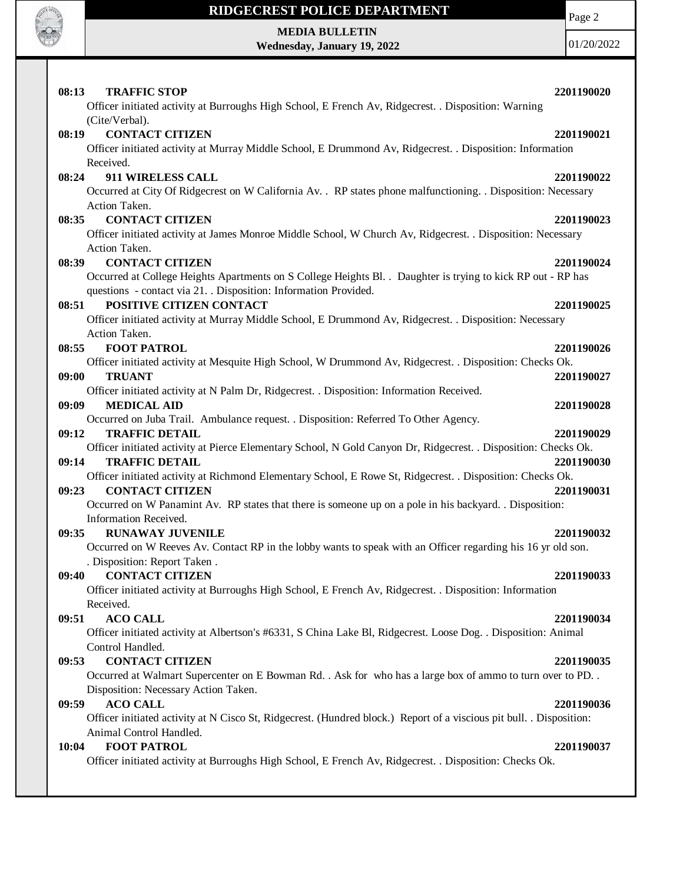**08:13 TRAFFIC STOP 2201190020**

Officer initiated activity at Burroughs High School, E French Av, Ridgecrest. . Disposition: Warning (Cite/Verbal).

**08:19 CONTACT CITIZEN 2201190021**

Officer initiated activity at Murray Middle School, E Drummond Av, Ridgecrest. . Disposition: Information Received.

**08:24 911 WIRELESS CALL 2201190022**

Occurred at City Of Ridgecrest on W California Av. . RP states phone malfunctioning. . Disposition: Necessary Action Taken.

**08:35 CONTACT CITIZEN 2201190023**

Officer initiated activity at James Monroe Middle School, W Church Av, Ridgecrest. . Disposition: Necessary Action Taken.

**08:39 CONTACT CITIZEN 2201190024**

Occurred at College Heights Apartments on S College Heights Bl. . Daughter is trying to kick RP out - RP has questions - contact via 21. . Disposition: Information Provided.

**08:51 POSITIVE CITIZEN CONTACT 2201190025**

Officer initiated activity at Murray Middle School, E Drummond Av, Ridgecrest. . Disposition: Necessary Action Taken.

**08:55 FOOT PATROL 2201190026**

Officer initiated activity at Mesquite High School, W Drummond Av, Ridgecrest. . Disposition: Checks Ok.

**09:00 TRUANT 2201190027**

Officer initiated activity at N Palm Dr, Ridgecrest. . Disposition: Information Received.

**09:09 MEDICAL AID 2201190028**

Occurred on Juba Trail. Ambulance request. . Disposition: Referred To Other Agency.

**09:12 TRAFFIC DETAIL 2201190029**

Officer initiated activity at Pierce Elementary School, N Gold Canyon Dr, Ridgecrest. . Disposition: Checks Ok.

**09:14 TRAFFIC DETAIL 2201190030**

Officer initiated activity at Richmond Elementary School, E Rowe St, Ridgecrest. . Disposition: Checks Ok.

**09:23 CONTACT CITIZEN 2201190031**

Occurred on W Panamint Av. RP states that there is someone up on a pole in his backyard. . Disposition: Information Received.

**09:35 RUNAWAY JUVENILE 2201190032**

Occurred on W Reeves Av. Contact RP in the lobby wants to speak with an Officer regarding his 16 yr old son. . Disposition: Report Taken .

**09:40 CONTACT CITIZEN 2201190033**

Officer initiated activity at Burroughs High School, E French Av, Ridgecrest. . Disposition: Information Received.

**09:51 ACO CALL 2201190034**

Officer initiated activity at Albertson's #6331, S China Lake Bl, Ridgecrest. Loose Dog. . Disposition: Animal Control Handled.

**09:53 CONTACT CITIZEN 2201190035**

Occurred at Walmart Supercenter on E Bowman Rd. . Ask for who has a large box of ammo to turn over to PD. . Disposition: Necessary Action Taken.

**09:59 ACO CALL 2201190036**

Officer initiated activity at N Cisco St, Ridgecrest. (Hundred block.) Report of a viscious pit bull. . Disposition: Animal Control Handled.

**10:04 FOOT PATROL 2201190037**

Officer initiated activity at Burroughs High School, E French Av, Ridgecrest. . Disposition: Checks Ok.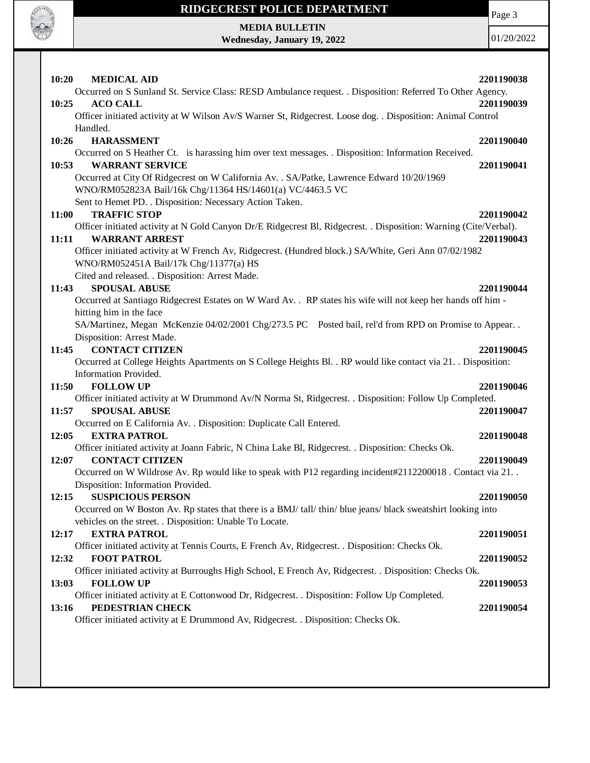**10:20 MEDICAL AID** **2201190038**
Occurred on S Sunland St. Service Class: RESD Ambulance request. . Disposition: Referred To Other Agency.

**10:25 ACO CALL** **2201190039**
Officer initiated activity at W Wilson Av/S Warner St, Ridgecrest. Loose dog. . Disposition: Animal Control Handled.

**10:26 HARASSMENT** **2201190040**
Occurred on S Heather Ct. is harassing him over text messages. . Disposition: Information Received.

**10:53 WARRANT SERVICE** **2201190041**
Occurred at City Of Ridgecrest on W California Av. . SA/Patke, Lawrence Edward 10/20/1969
WNO/RM052823A Bail/16k Chg/11364 HS/14601(a) VC/4463.5 VC
Sent to Hemet PD. . Disposition: Necessary Action Taken.

**11:00 TRAFFIC STOP** **2201190042**
Officer initiated activity at N Gold Canyon Dr/E Ridgecrest Bl, Ridgecrest. . Disposition: Warning (Cite/Verbal).

**11:11 WARRANT ARREST** **2201190043**
Officer initiated activity at W French Av, Ridgecrest. (Hundred block.) SA/White, Geri Ann 07/02/1982
WNO/RM052451A Bail/17k Chg/11377(a) HS
Cited and released. . Disposition: Arrest Made.

**11:43 SPOUSAL ABUSE** **2201190044**
Occurred at Santiago Ridgecrest Estates on W Ward Av. . RP states his wife will not keep her hands off him - hitting him in the face
SA/Martinez, Megan McKenzie 04/02/2001 Chg/273.5 PC Posted bail, rel'd from RPD on Promise to Appear. . Disposition: Arrest Made.

**11:45 CONTACT CITIZEN** **2201190045**
Occurred at College Heights Apartments on S College Heights Bl. . RP would like contact via 21. . Disposition: Information Provided.

**11:50 FOLLOW UP** **2201190046**
Officer initiated activity at W Drummond Av/N Norma St, Ridgecrest. . Disposition: Follow Up Completed.

**11:57 SPOUSAL ABUSE** **2201190047**
Occurred on E California Av. . Disposition: Duplicate Call Entered.

**12:05 EXTRA PATROL** **2201190048**
Officer initiated activity at Joann Fabric, N China Lake Bl, Ridgecrest. . Disposition: Checks Ok.

**12:07 CONTACT CITIZEN** **2201190049**
Occurred on W Wildrose Av. Rp would like to speak with P12 regarding incident#2112200018 . Contact via 21. . Disposition: Information Provided.

**12:15 SUSPICIOUS PERSON** **2201190050**
Occurred on W Boston Av. Rp states that there is a BMJ/ tall/ thin/ blue jeans/ black sweatshirt looking into vehicles on the street. . Disposition: Unable To Locate.

**12:17 EXTRA PATROL** **2201190051**
Officer initiated activity at Tennis Courts, E French Av, Ridgecrest. . Disposition: Checks Ok.

**12:32 FOOT PATROL** **2201190052**
Officer initiated activity at Burroughs High School, E French Av, Ridgecrest. . Disposition: Checks Ok.

**13:03 FOLLOW UP** **2201190053**
Officer initiated activity at E Cottonwood Dr, Ridgecrest. . Disposition: Follow Up Completed.

**13:16 PEDESTRIAN CHECK** **2201190054**
Officer initiated activity at E Drummond Av, Ridgecrest. . Disposition: Checks Ok.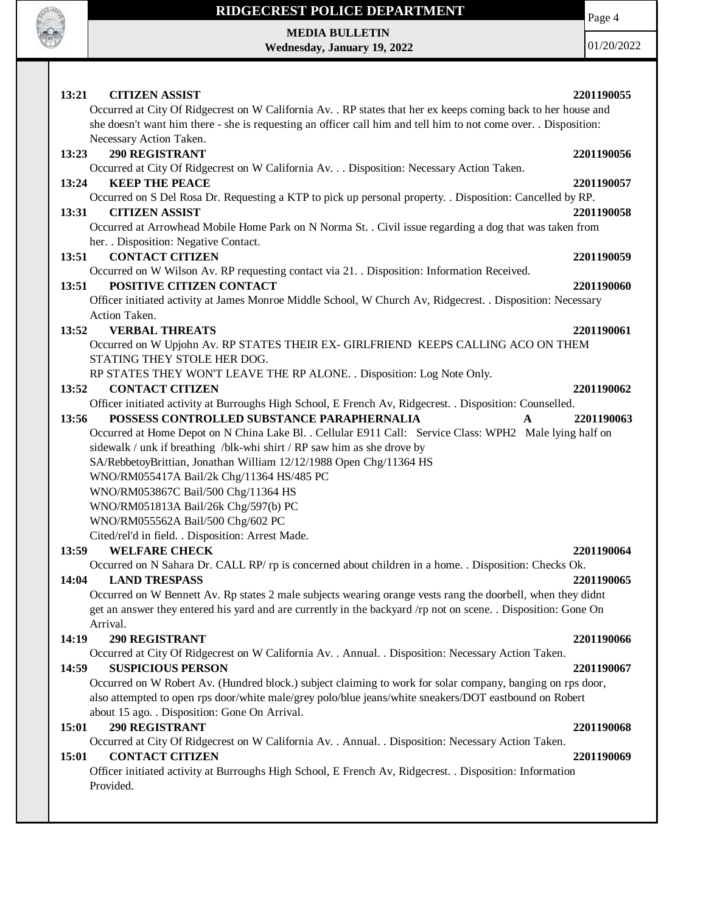**13:21 CITIZEN ASSIST 2201190055**

Occurred at City Of Ridgecrest on W California Av. . RP states that her ex keeps coming back to her house and she doesn't want him there - she is requesting an officer call him and tell him to not come over. . Disposition: Necessary Action Taken.

**13:23 290 REGISTRANT 2201190056**

Occurred at City Of Ridgecrest on W California Av. . . Disposition: Necessary Action Taken.

**13:24 KEEP THE PEACE 2201190057**

Occurred on S Del Rosa Dr. Requesting a KTP to pick up personal property. . Disposition: Cancelled by RP.

**13:31 CITIZEN ASSIST 2201190058**

Occurred at Arrowhead Mobile Home Park on N Norma St. . Civil issue regarding a dog that was taken from her. . Disposition: Negative Contact.

**13:51 CONTACT CITIZEN 2201190059**

Occurred on W Wilson Av. RP requesting contact via 21. . Disposition: Information Received.

**13:51 POSITIVE CITIZEN CONTACT 2201190060**

Officer initiated activity at James Monroe Middle School, W Church Av, Ridgecrest. . Disposition: Necessary Action Taken.

**13:52 VERBAL THREATS 2201190061**

Occurred on W Upjohn Av. RP STATES THEIR EX- GIRLFRIEND KEEPS CALLING ACO ON THEM STATING THEY STOLE HER DOG.
RP STATES THEY WON'T LEAVE THE RP ALONE. . Disposition: Log Note Only.

**13:52 CONTACT CITIZEN 2201190062**

Officer initiated activity at Burroughs High School, E French Av, Ridgecrest. . Disposition: Counselled.

**13:56 POSSESS CONTROLLED SUBSTANCE PARAPHERNALIA A 2201190063**

Occurred at Home Depot on N China Lake Bl. . Cellular E911 Call: Service Class: WPH2 Male lying half on sidewalk / unk if breathing /blk-whi shirt / RP saw him as she drove by
SA/RebbetoyBrittian, Jonathan William 12/12/1988 Open Chg/11364 HS
WNO/RM055417A Bail/2k Chg/11364 HS/485 PC
WNO/RM053867C Bail/500 Chg/11364 HS
WNO/RM051813A Bail/26k Chg/597(b) PC
WNO/RM055562A Bail/500 Chg/602 PC
Cited/rel'd in field. . Disposition: Arrest Made.

**13:59 WELFARE CHECK 2201190064**

Occurred on N Sahara Dr. CALL RP/ rp is concerned about children in a home. . Disposition: Checks Ok.

**14:04 LAND TRESPASS 2201190065**

Occurred on W Bennett Av. Rp states 2 male subjects wearing orange vests rang the doorbell, when they didnt get an answer they entered his yard and are currently in the backyard /rp not on scene. . Disposition: Gone On Arrival.

**14:19 290 REGISTRANT 2201190066**

Occurred at City Of Ridgecrest on W California Av. . Annual. . Disposition: Necessary Action Taken.

**14:59 SUSPICIOUS PERSON 2201190067**

Occurred on W Robert Av. (Hundred block.) subject claiming to work for solar company, banging on rps door, also attempted to open rps door/white male/grey polo/blue jeans/white sneakers/DOT eastbound on Robert about 15 ago. . Disposition: Gone On Arrival.

**15:01 290 REGISTRANT 2201190068**

Occurred at City Of Ridgecrest on W California Av. . Annual. . Disposition: Necessary Action Taken.

**15:01 CONTACT CITIZEN 2201190069**

Officer initiated activity at Burroughs High School, E French Av, Ridgecrest. . Disposition: Information Provided.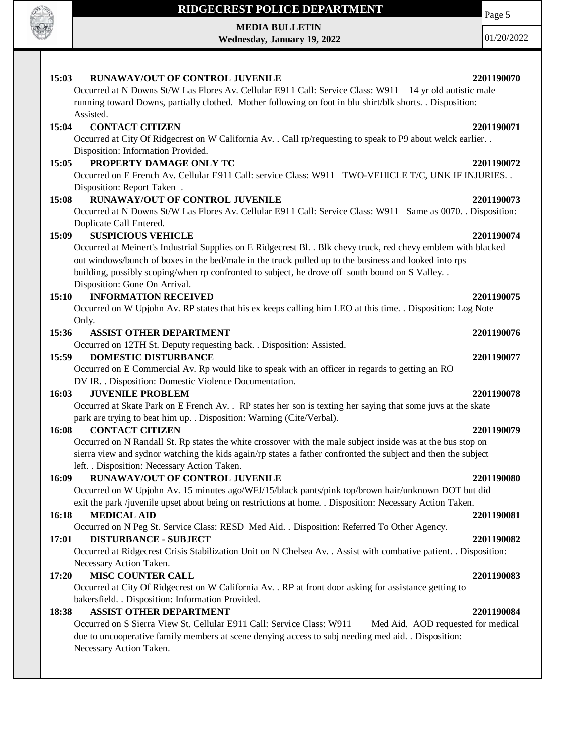**15:03 RUNAWAY/OUT OF CONTROL JUVENILE 2201190070**

Occurred at N Downs St/W Las Flores Av. Cellular E911 Call: Service Class: W911 14 yr old autistic male running toward Downs, partially clothed. Mother following on foot in blu shirt/blk shorts. . Disposition: Assisted.

**15:04 CONTACT CITIZEN 2201190071**

Occurred at City Of Ridgecrest on W California Av. . Call rp/requesting to speak to P9 about welck earlier. . Disposition: Information Provided.

**15:05 PROPERTY DAMAGE ONLY TC 2201190072**

Occurred on E French Av. Cellular E911 Call: service Class: W911 TWO-VEHICLE T/C, UNK IF INJURIES. . Disposition: Report Taken .

**15:08 RUNAWAY/OUT OF CONTROL JUVENILE 2201190073**

Occurred at N Downs St/W Las Flores Av. Cellular E911 Call: Service Class: W911 Same as 0070. . Disposition: Duplicate Call Entered.

**15:09 SUSPICIOUS VEHICLE 2201190074**

Occurred at Meinert's Industrial Supplies on E Ridgecrest Bl. . Blk chevy truck, red chevy emblem with blacked out windows/bunch of boxes in the bed/male in the truck pulled up to the business and looked into rps building, possibly scoping/when rp confronted to subject, he drove off south bound on S Valley. . Disposition: Gone On Arrival.

**15:10 INFORMATION RECEIVED 2201190075**

Occurred on W Upjohn Av. RP states that his ex keeps calling him LEO at this time. . Disposition: Log Note Only.

**15:36 ASSIST OTHER DEPARTMENT 2201190076**

Occurred on 12TH St. Deputy requesting back. . Disposition: Assisted.

**15:59 DOMESTIC DISTURBANCE 2201190077**

Occurred on E Commercial Av. Rp would like to speak with an officer in regards to getting an RO DV IR. . Disposition: Domestic Violence Documentation.

**16:03 JUVENILE PROBLEM 2201190078**

Occurred at Skate Park on E French Av. . RP states her son is texting her saying that some juvs at the skate park are trying to beat him up. . Disposition: Warning (Cite/Verbal).

**16:08 CONTACT CITIZEN 2201190079**

Occurred on N Randall St. Rp states the white crossover with the male subject inside was at the bus stop on sierra view and sydnor watching the kids again/rp states a father confronted the subject and then the subject left. . Disposition: Necessary Action Taken.

**16:09 RUNAWAY/OUT OF CONTROL JUVENILE 2201190080**

Occurred on W Upjohn Av. 15 minutes ago/WFJ/15/black pants/pink top/brown hair/unknown DOT but did exit the park /juvenile upset about being on restrictions at home. . Disposition: Necessary Action Taken.

**16:18 MEDICAL AID 2201190081**

Occurred on N Peg St. Service Class: RESD Med Aid. . Disposition: Referred To Other Agency.

**17:01 DISTURBANCE - SUBJECT 2201190082**

Occurred at Ridgecrest Crisis Stabilization Unit on N Chelsea Av. . Assist with combative patient. . Disposition: Necessary Action Taken.

**17:20 MISC COUNTER CALL 2201190083**

Occurred at City Of Ridgecrest on W California Av. . RP at front door asking for assistance getting to bakersfield. . Disposition: Information Provided.

**18:38 ASSIST OTHER DEPARTMENT 2201190084**

Occurred on S Sierra View St. Cellular E911 Call: Service Class: W911 Med Aid. AOD requested for medical due to uncooperative family members at scene denying access to subj needing med aid. . Disposition: Necessary Action Taken.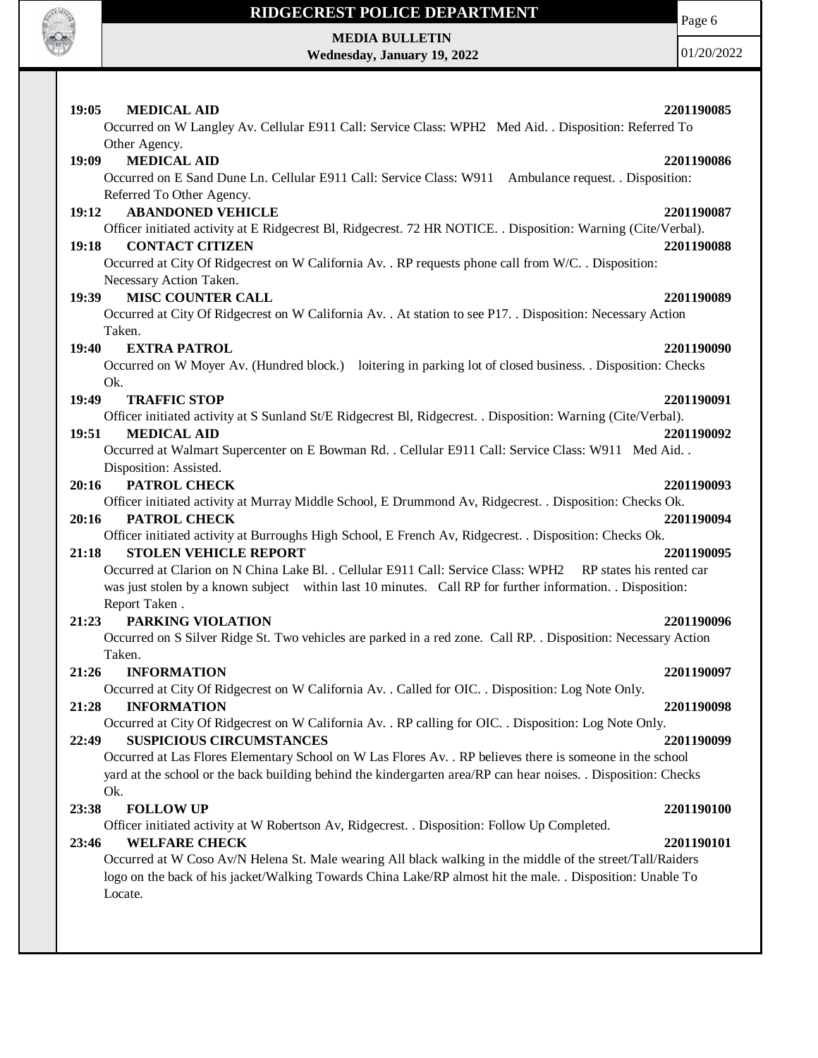**19:05 MEDICAL AID** **2201190085**

Occurred on W Langley Av. Cellular E911 Call: Service Class: WPH2 Med Aid. . Disposition: Referred To Other Agency.

**19:09 MEDICAL AID** **2201190086**

Occurred on E Sand Dune Ln. Cellular E911 Call: Service Class: W911 Ambulance request. . Disposition: Referred To Other Agency.

**19:12 ABANDONED VEHICLE** **2201190087**

Officer initiated activity at E Ridgecrest Bl, Ridgecrest. 72 HR NOTICE. . Disposition: Warning (Cite/Verbal).

**19:18 CONTACT CITIZEN** **2201190088**

Occurred at City Of Ridgecrest on W California Av. . RP requests phone call from W/C. . Disposition: Necessary Action Taken.

**19:39 MISC COUNTER CALL** **2201190089**

Occurred at City Of Ridgecrest on W California Av. . At station to see P17. . Disposition: Necessary Action Taken.

**19:40 EXTRA PATROL** **2201190090**

Occurred on W Moyer Av. (Hundred block.) loitering in parking lot of closed business. . Disposition: Checks Ok.

**19:49 TRAFFIC STOP** **2201190091**

Officer initiated activity at S Sunland St/E Ridgecrest Bl, Ridgecrest. . Disposition: Warning (Cite/Verbal).

**19:51 MEDICAL AID** **2201190092**

Occurred at Walmart Supercenter on E Bowman Rd. . Cellular E911 Call: Service Class: W911 Med Aid. . Disposition: Assisted.

**20:16 PATROL CHECK** **2201190093**

Officer initiated activity at Murray Middle School, E Drummond Av, Ridgecrest. . Disposition: Checks Ok.

**20:16 PATROL CHECK** **2201190094**

Officer initiated activity at Burroughs High School, E French Av, Ridgecrest. . Disposition: Checks Ok.

**21:18 STOLEN VEHICLE REPORT** **2201190095**

Occurred at Clarion on N China Lake Bl. . Cellular E911 Call: Service Class: WPH2 RP states his rented car was just stolen by a known subject within last 10 minutes. Call RP for further information. . Disposition: Report Taken .

**21:23 PARKING VIOLATION** **2201190096**

Occurred on S Silver Ridge St. Two vehicles are parked in a red zone. Call RP. . Disposition: Necessary Action Taken.

**21:26 INFORMATION** **2201190097**

Occurred at City Of Ridgecrest on W California Av. . Called for OIC. . Disposition: Log Note Only.

**21:28 INFORMATION** **2201190098**

Occurred at City Of Ridgecrest on W California Av. . RP calling for OIC. . Disposition: Log Note Only.

**22:49 SUSPICIOUS CIRCUMSTANCES** **2201190099**

Occurred at Las Flores Elementary School on W Las Flores Av. . RP believes there is someone in the school yard at the school or the back building behind the kindergarten area/RP can hear noises. . Disposition: Checks Ok.

**23:38 FOLLOW UP** **2201190100**

Officer initiated activity at W Robertson Av, Ridgecrest. . Disposition: Follow Up Completed.

**23:46 WELFARE CHECK** **2201190101**

Occurred at W Coso Av/N Helena St. Male wearing All black walking in the middle of the street/Tall/Raiders logo on the back of his jacket/Walking Towards China Lake/RP almost hit the male. . Disposition: Unable To Locate.